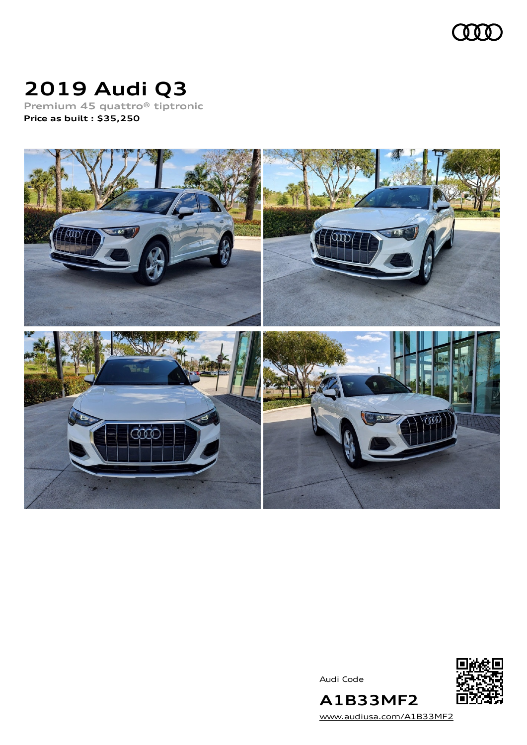# 2019 Audi Q3

Premium 45 quattro® tiptronic

**Price as built : $35,250**

Audi Code

**A1B33MF2**

[www.audiusa.com/A1B33MF2](www.audiusa.com/A1B33MF2)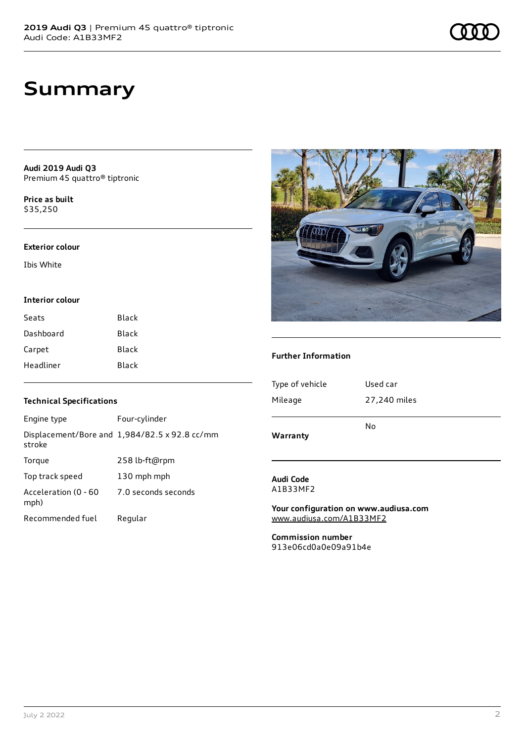# Summary

**Audi 2019 Audi Q3**
Premium 45 quattro® tiptronic

**Price as built**
$35,250

### Exterior colour

Ibis White

### Interior colour

| | |
|---|---|
| Seats | Black |
| Dashboard | Black |
| Carpet | Black |
| Headliner | Black |

### Technical Specifications

| | |
|---|---|
| Engine type | Four-cylinder |
| Displacement/Bore and stroke | 1,984/82.5 x 92.8 cc/mm |
| Torque | 258 lb-ft@rpm |
| Top track speed | 130 mph mph |
| Acceleration (0 - 60 mph) | 7.0 seconds seconds |
| Recommended fuel | Regular |

### Further Information

| | |
|---|---|
| Type of vehicle | Used car |
| Mileage | 27,240 miles |
| **Warranty** | No |

**Audi Code**
A1B33MF2

**Your configuration on www.audiusa.com**
www.audiusa.com/A1B33MF2

**Commission number**
913e06cd0a0e09a91b4e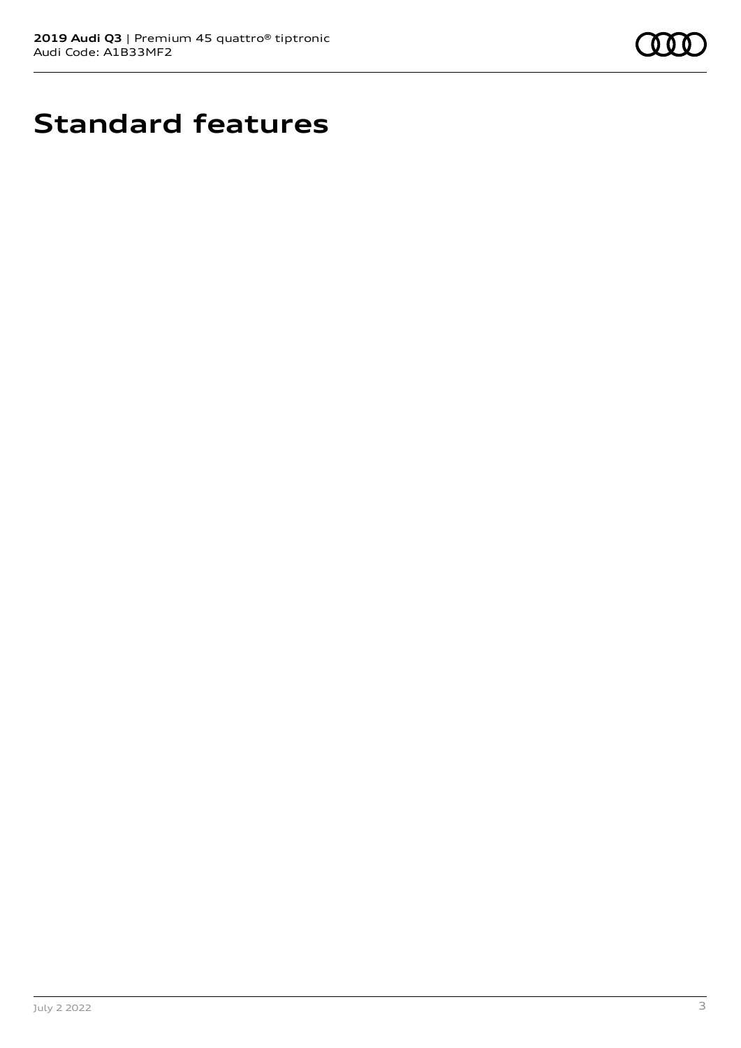# Standard features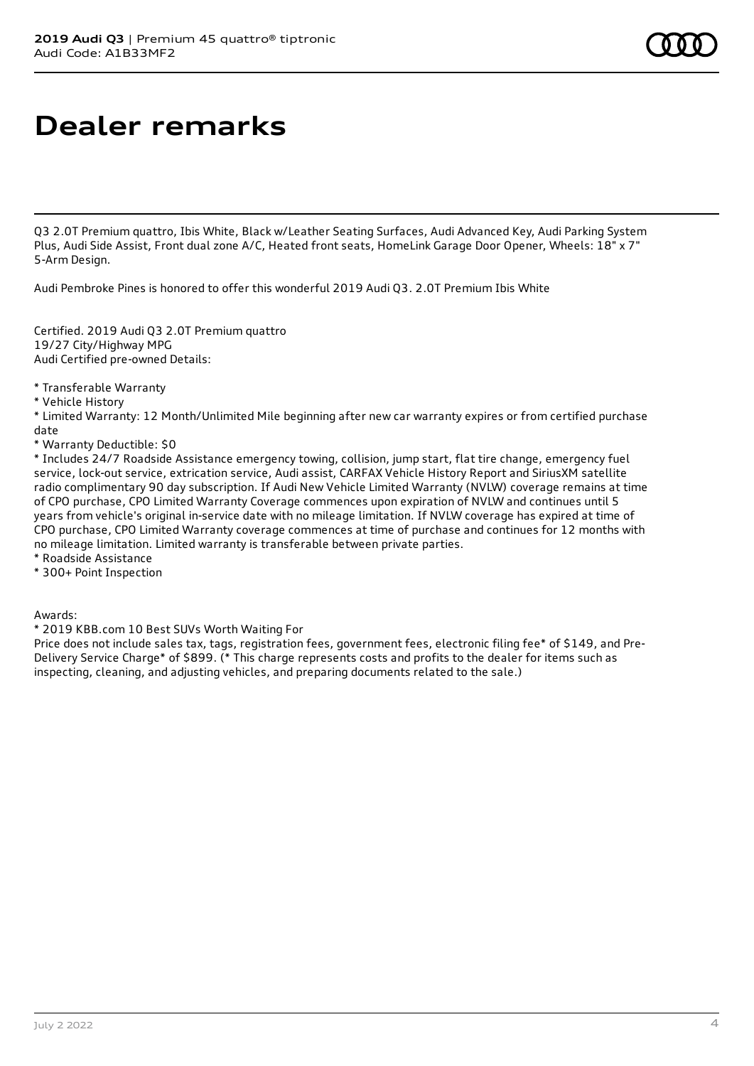# Dealer remarks

Q3 2.0T Premium quattro, Ibis White, Black w/Leather Seating Surfaces, Audi Advanced Key, Audi Parking System Plus, Audi Side Assist, Front dual zone A/C, Heated front seats, HomeLink Garage Door Opener, Wheels: 18" x 7" 5-Arm Design.

Audi Pembroke Pines is honored to offer this wonderful 2019 Audi Q3. 2.0T Premium Ibis White

Certified. 2019 Audi Q3 2.0T Premium quattro
19/27 City/Highway MPG
Audi Certified pre-owned Details:

* Transferable Warranty
* Vehicle History
* Limited Warranty: 12 Month/Unlimited Mile beginning after new car warranty expires or from certified purchase date
* Warranty Deductible: $0
* Includes 24/7 Roadside Assistance emergency towing, collision, jump start, flat tire change, emergency fuel service, lock-out service, extrication service, Audi assist, CARFAX Vehicle History Report and SiriusXM satellite radio complimentary 90 day subscription. If Audi New Vehicle Limited Warranty (NVLW) coverage remains at time of CPO purchase, CPO Limited Warranty Coverage commences upon expiration of NVLW and continues until 5 years from vehicle's original in-service date with no mileage limitation. If NVLW coverage has expired at time of CPO purchase, CPO Limited Warranty coverage commences at time of purchase and continues for 12 months with no mileage limitation. Limited warranty is transferable between private parties.
* Roadside Assistance
* 300+ Point Inspection

Awards:
* 2019 KBB.com 10 Best SUVs Worth Waiting For

Price does not include sales tax, tags, registration fees, government fees, electronic filing fee* of $149, and Pre-Delivery Service Charge* of $899. (* This charge represents costs and profits to the dealer for items such as inspecting, cleaning, and adjusting vehicles, and preparing documents related to the sale.)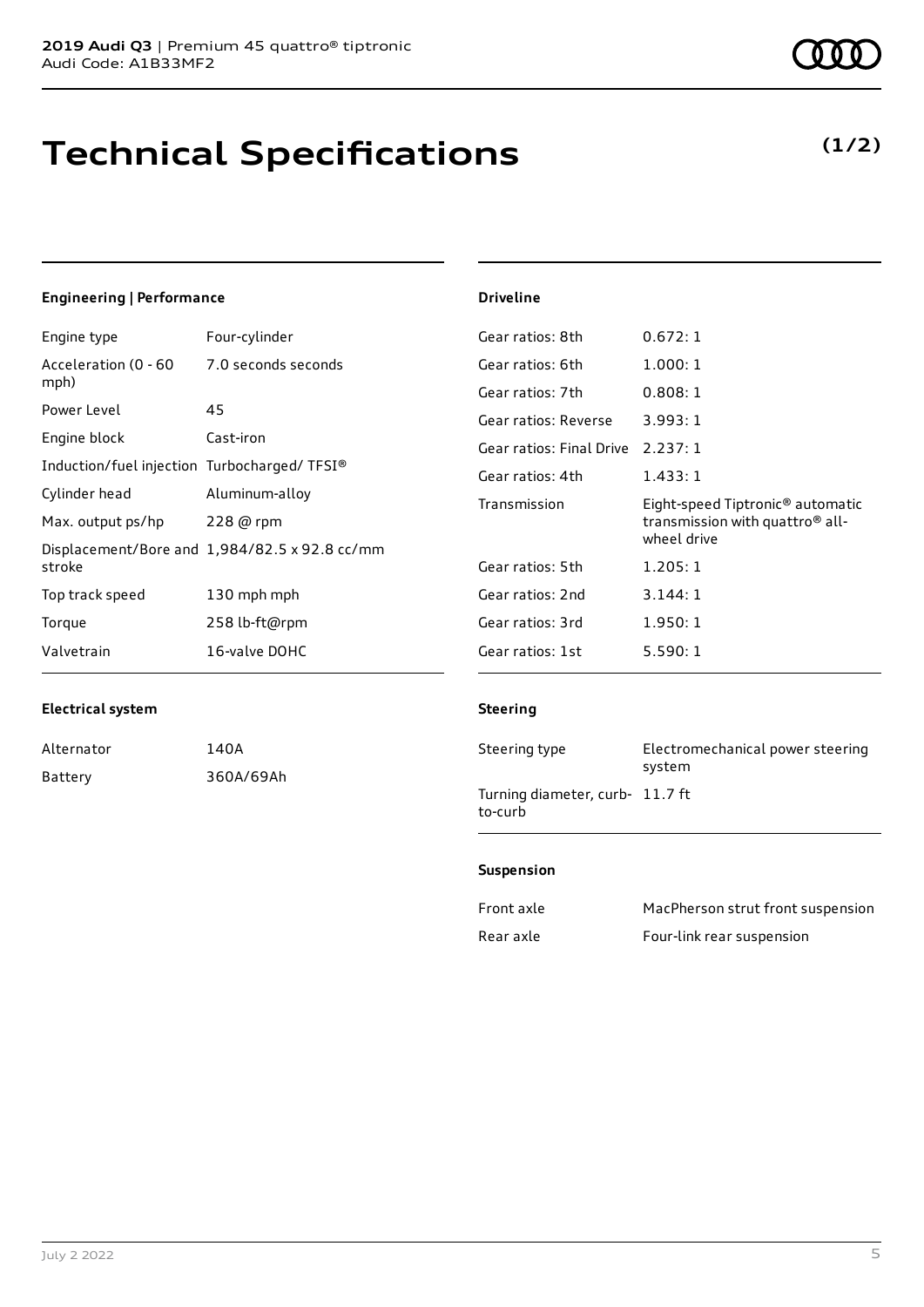# Technical Specifications

**(1/2)**

### Engineering | Performance

| | |
|---|---|
| Engine type | Four-cylinder |
| Acceleration (0 - 60 mph) | 7.0 seconds seconds |
| Power Level | 45 |
| Engine block | Cast-iron |
| Induction/fuel injection | Turbocharged/ TFSI® |
| Cylinder head | Aluminum-alloy |
| Max. output ps/hp | 228 @ rpm |
| Displacement/Bore and stroke | 1,984/82.5 x 92.8 cc/mm |
| Top track speed | 130 mph mph |
| Torque | 258 lb-ft@rpm |
| Valvetrain | 16-valve DOHC |

### Electrical system

| | |
|---|---|
| Alternator | 140A |
| Battery | 360A/69Ah |

### Driveline

| | |
|---|---|
| Gear ratios: 8th | 0.672: 1 |
| Gear ratios: 6th | 1.000: 1 |
| Gear ratios: 7th | 0.808: 1 |
| Gear ratios: Reverse | 3.993: 1 |
| Gear ratios: Final Drive | 2.237: 1 |
| Gear ratios: 4th | 1.433: 1 |
| Transmission | Eight-speed Tiptronic® automatic transmission with quattro® all-wheel drive |
| Gear ratios: 5th | 1.205: 1 |
| Gear ratios: 2nd | 3.144: 1 |
| Gear ratios: 3rd | 1.950: 1 |
| Gear ratios: 1st | 5.590: 1 |

### Steering

| | |
|---|---|
| Steering type | Electromechanical power steering system |
| Turning diameter, curb-to-curb | 11.7 ft |

### Suspension

| | |
|---|---|
| Front axle | MacPherson strut front suspension |
| Rear axle | Four-link rear suspension |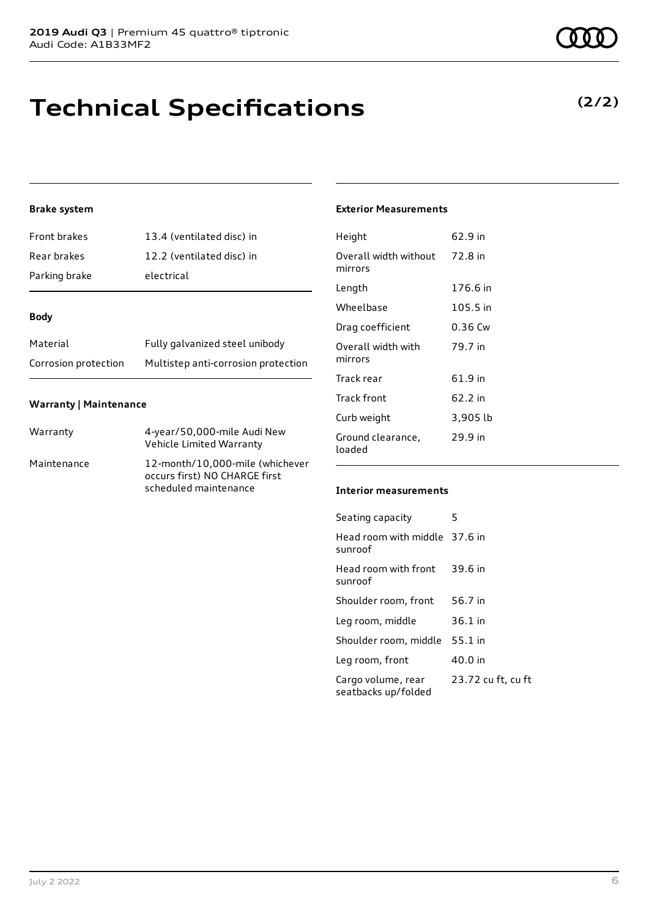# Technical Specifications

**(2/2)**

### Brake system

| | |
|---|---|
| Front brakes | 13.4 (ventilated disc) in |
| Rear brakes | 12.2 (ventilated disc) in |
| Parking brake | electrical |

### Body

| | |
|---|---|
| Material | Fully galvanized steel unibody |
| Corrosion protection | Multistep anti-corrosion protection |

### Warranty | Maintenance

| | |
|---|---|
| Warranty | 4-year/50,000-mile Audi New Vehicle Limited Warranty |
| Maintenance | 12-month/10,000-mile (whichever occurs first) NO CHARGE first scheduled maintenance |

### Exterior Measurements

| | |
|---|---|
| Height | 62.9 in |
| Overall width without mirrors | 72.8 in |
| Length | 176.6 in |
| Wheelbase | 105.5 in |
| Drag coefficient | 0.36 Cw |
| Overall width with mirrors | 79.7 in |
| Track rear | 61.9 in |
| Track front | 62.2 in |
| Curb weight | 3,905 lb |
| Ground clearance, loaded | 29.9 in |

### Interior measurements

| | |
|---|---|
| Seating capacity | 5 |
| Head room with middle sunroof | 37.6 in |
| Head room with front sunroof | 39.6 in |
| Shoulder room, front | 56.7 in |
| Leg room, middle | 36.1 in |
| Shoulder room, middle | 55.1 in |
| Leg room, front | 40.0 in |
| Cargo volume, rear seatbacks up/folded | 23.72 cu ft, cu ft |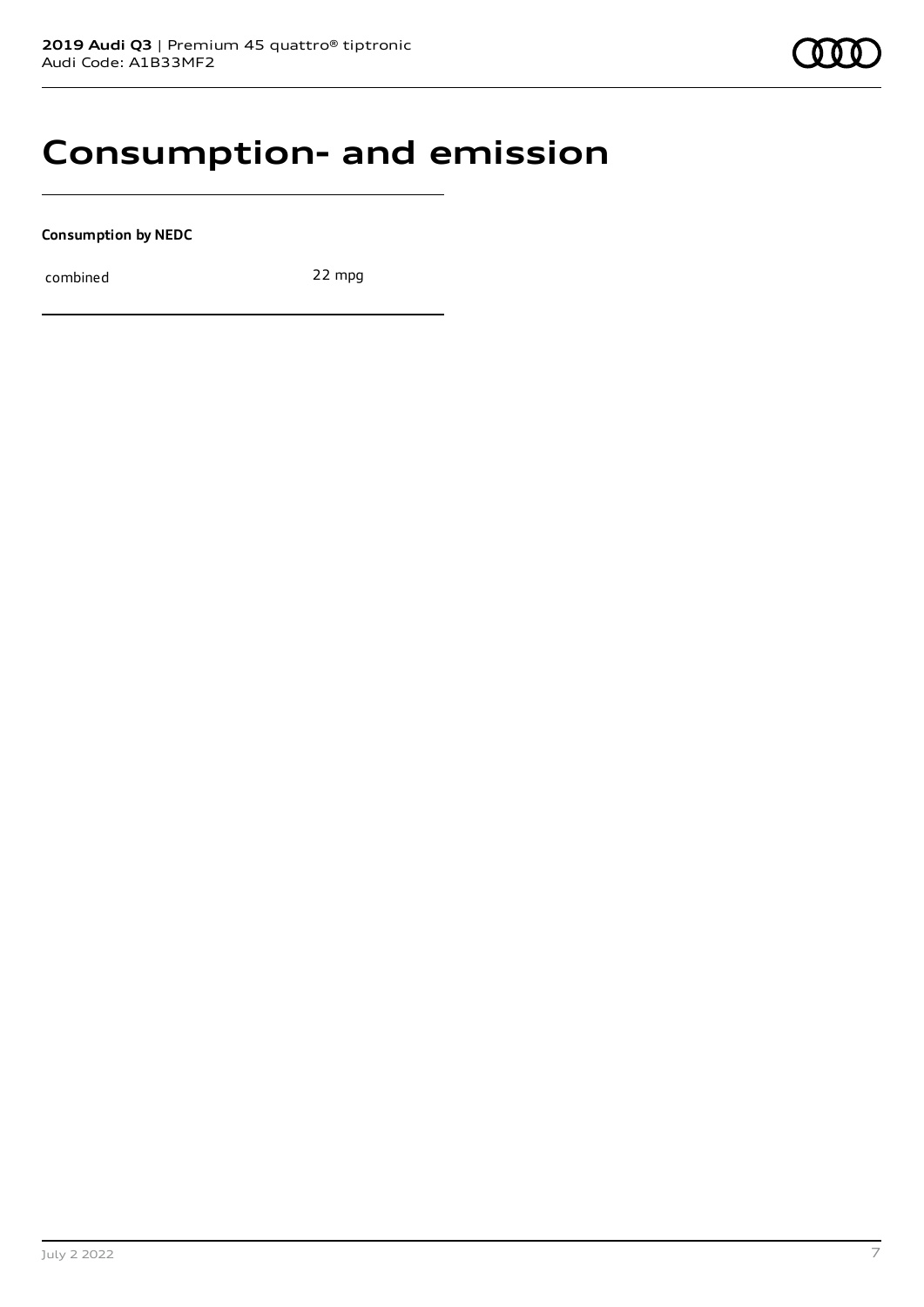# Consumption- and emission

**Consumption by NEDC**

| | |
|---|---|
| combined | 22 mpg |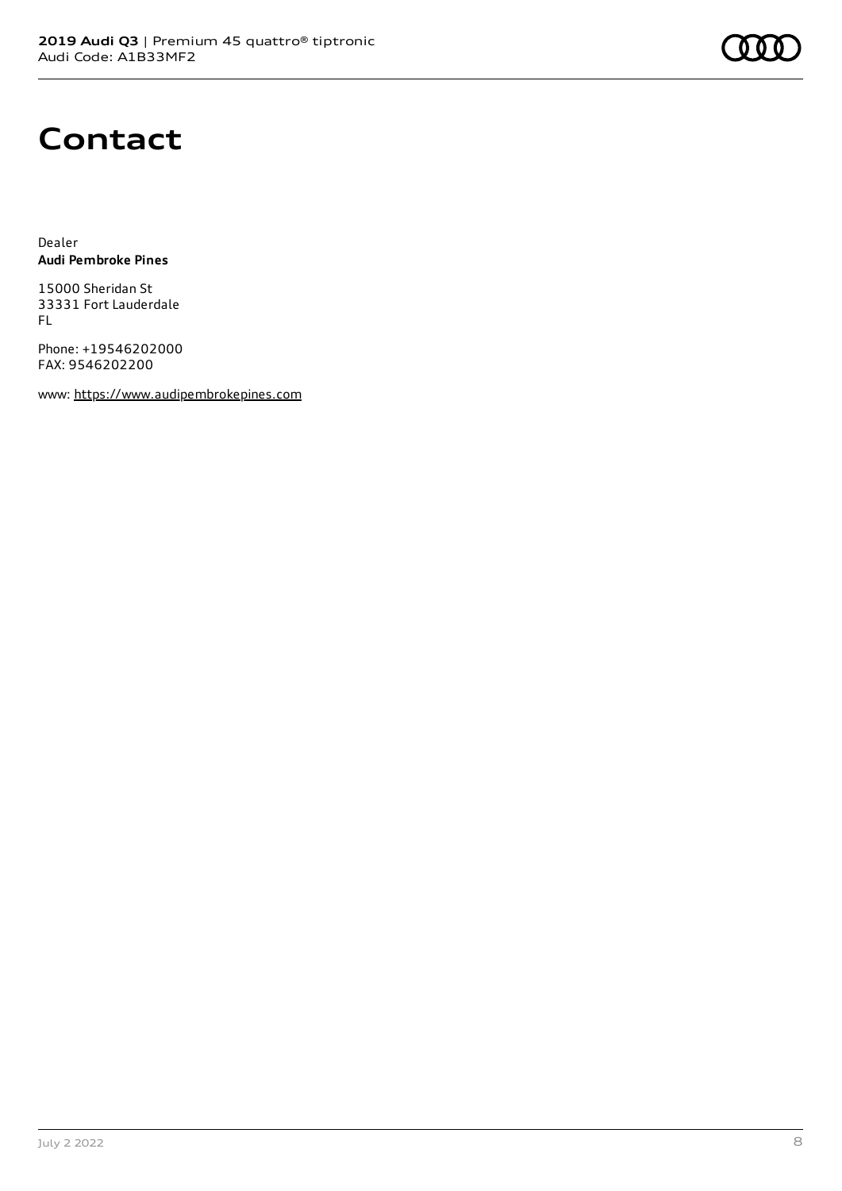# Contact

Dealer
**Audi Pembroke Pines**

15000 Sheridan St
33331 Fort Lauderdale
FL

Phone: +19546202000
FAX: 9546202200

www: https://www.audipembrokepines.com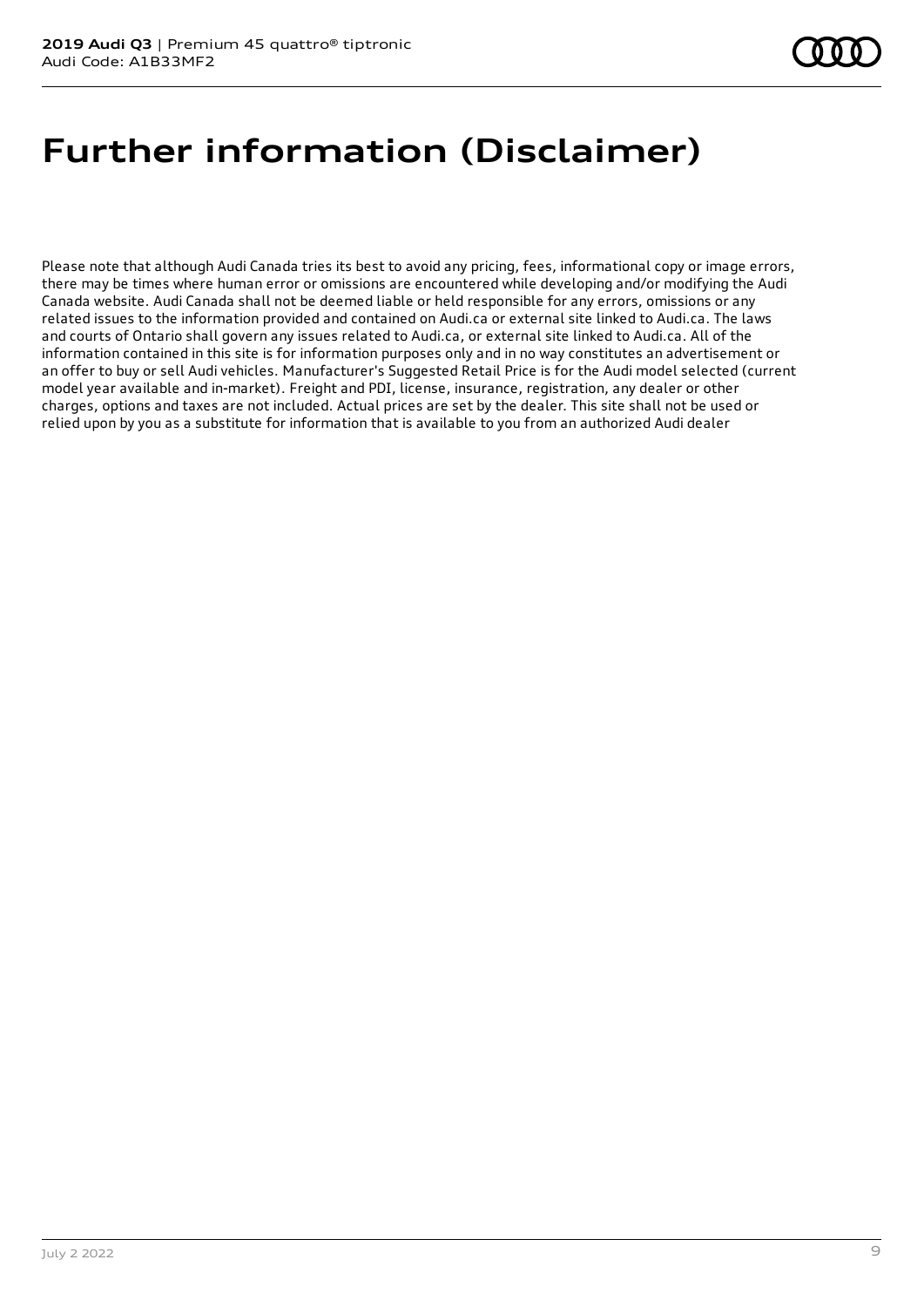# Further information (Disclaimer)

Please note that although Audi Canada tries its best to avoid any pricing, fees, informational copy or image errors, there may be times where human error or omissions are encountered while developing and/or modifying the Audi Canada website. Audi Canada shall not be deemed liable or held responsible for any errors, omissions or any related issues to the information provided and contained on Audi.ca or external site linked to Audi.ca. The laws and courts of Ontario shall govern any issues related to Audi.ca, or external site linked to Audi.ca. All of the information contained in this site is for information purposes only and in no way constitutes an advertisement or an offer to buy or sell Audi vehicles. Manufacturer's Suggested Retail Price is for the Audi model selected (current model year available and in-market). Freight and PDI, license, insurance, registration, any dealer or other charges, options and taxes are not included. Actual prices are set by the dealer. This site shall not be used or relied upon by you as a substitute for information that is available to you from an authorized Audi dealer